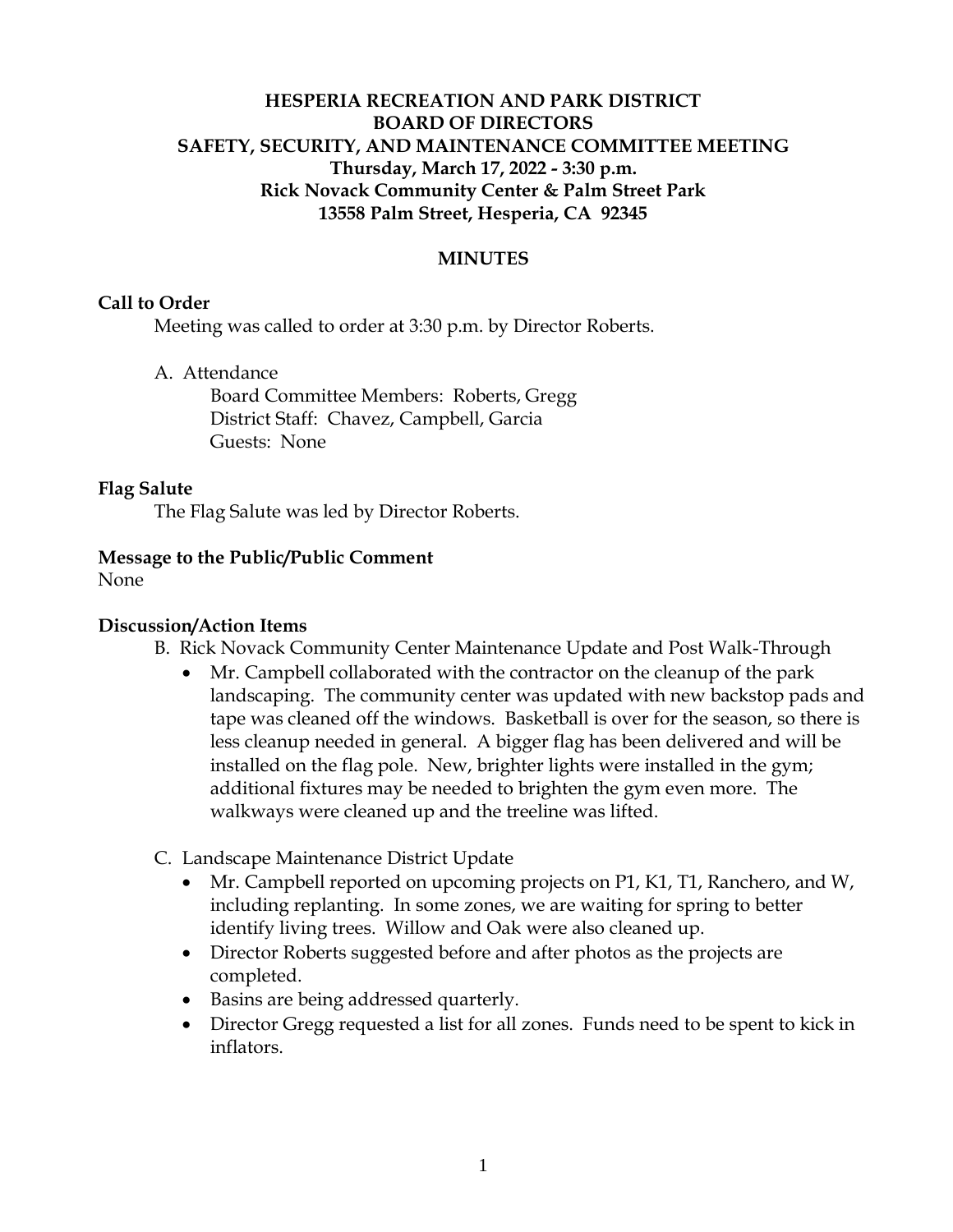# HESPERIA RECREATION AND PARK DISTRICT
## BOARD OF DIRECTORS
## SAFETY, SECURITY, AND MAINTENANCE COMMITTEE MEETING
**Thursday, March 17, 2022 - 3:30 p.m.**
**Rick Novack Community Center & Palm Street Park**
**13558 Palm Street, Hesperia, CA 92345**

## MINUTES

### Call to Order

Meeting was called to order at 3:30 p.m. by Director Roberts.

A. Attendance

Board Committee Members: Roberts, Gregg
District Staff: Chavez, Campbell, Garcia
Guests: None

### Flag Salute

The Flag Salute was led by Director Roberts.

### Message to the Public/Public Comment

None

### Discussion/Action Items

B. Rick Novack Community Center Maintenance Update and Post Walk-Through

- Mr. Campbell collaborated with the contractor on the cleanup of the park landscaping. The community center was updated with new backstop pads and tape was cleaned off the windows. Basketball is over for the season, so there is less cleanup needed in general. A bigger flag has been delivered and will be installed on the flag pole. New, brighter lights were installed in the gym; additional fixtures may be needed to brighten the gym even more. The walkways were cleaned up and the treeline was lifted.

C. Landscape Maintenance District Update

- Mr. Campbell reported on upcoming projects on P1, K1, T1, Ranchero, and W, including replanting. In some zones, we are waiting for spring to better identify living trees. Willow and Oak were also cleaned up.
- Director Roberts suggested before and after photos as the projects are completed.
- Basins are being addressed quarterly.
- Director Gregg requested a list for all zones. Funds need to be spent to kick in inflators.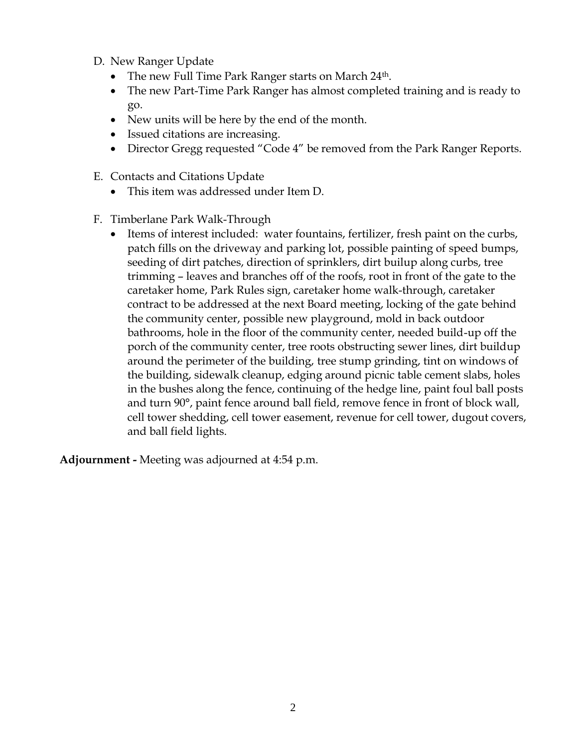D. New Ranger Update

- The new Full Time Park Ranger starts on March 24th.
- The new Part-Time Park Ranger has almost completed training and is ready to go.
- New units will be here by the end of the month.
- Issued citations are increasing.
- Director Gregg requested "Code 4" be removed from the Park Ranger Reports.

E. Contacts and Citations Update

- This item was addressed under Item D.

F. Timberlane Park Walk-Through

- Items of interest included: water fountains, fertilizer, fresh paint on the curbs, patch fills on the driveway and parking lot, possible painting of speed bumps, seeding of dirt patches, direction of sprinklers, dirt builup along curbs, tree trimming – leaves and branches off of the roofs, root in front of the gate to the caretaker home, Park Rules sign, caretaker home walk-through, caretaker contract to be addressed at the next Board meeting, locking of the gate behind the community center, possible new playground, mold in back outdoor bathrooms, hole in the floor of the community center, needed build-up off the porch of the community center, tree roots obstructing sewer lines, dirt buildup around the perimeter of the building, tree stump grinding, tint on windows of the building, sidewalk cleanup, edging around picnic table cement slabs, holes in the bushes along the fence, continuing of the hedge line, paint foul ball posts and turn 90°, paint fence around ball field, remove fence in front of block wall, cell tower shedding, cell tower easement, revenue for cell tower, dugout covers, and ball field lights.

**Adjournment -** Meeting was adjourned at 4:54 p.m.